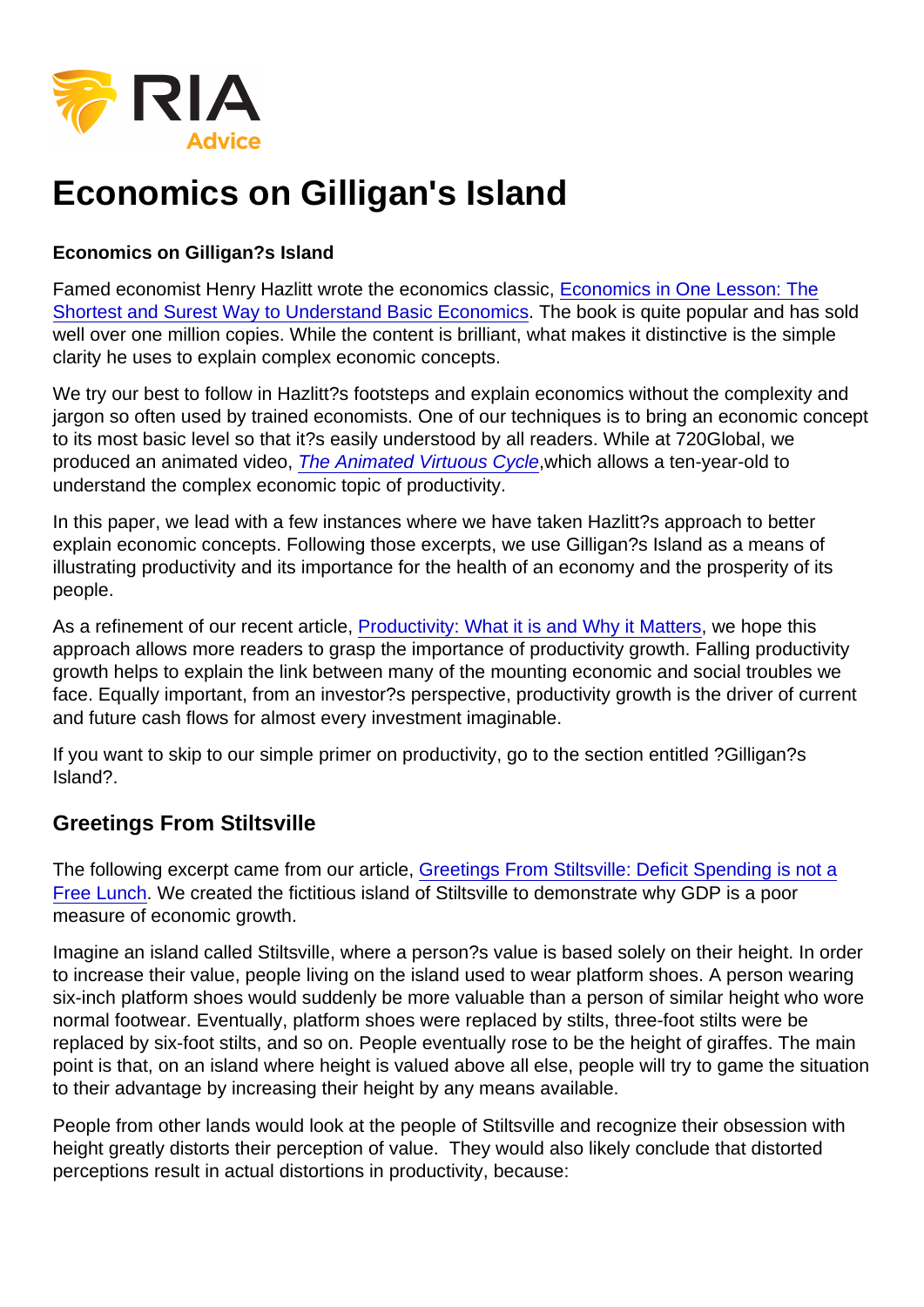# Economics on Gilligan's Island

**Economics on Gilligan?s Island**

Famed economist Henry Hazlitt wrote the economics classic, Economics in One Lesson: The Shortest and Surest Way to Understand Basic Economics. The book is quite popular and has sold well over one million copies. While the content is brilliant, what makes it distinctive is the simple clarity he uses to explain complex economic concepts.

We try our best to follow in Hazlitt?s footsteps and explain economics without the complexity and jargon so often used by trained economists. One of our techniques is to bring an economic concept to its most basic level so that it?s easily understood by all readers. While at 720Global, we produced an animated video, *The Animated Virtuous Cycle*,which allows a ten-year-old to understand the complex economic topic of productivity.

In this paper, we lead with a few instances where we have taken Hazlitt?s approach to better explain economic concepts. Following those excerpts, we use Gilligan?s Island as a means of illustrating productivity and its importance for the health of an economy and the prosperity of its people.

As a refinement of our recent article, Productivity: What it is and Why it Matters, we hope this approach allows more readers to grasp the importance of productivity growth. Falling productivity growth helps to explain the link between many of the mounting economic and social troubles we face. Equally important, from an investor?s perspective, productivity growth is the driver of current and future cash flows for almost every investment imaginable.

If you want to skip to our simple primer on productivity, go to the section entitled ?Gilligan?s Island?.

## Greetings From Stiltsville

The following excerpt came from our article, Greetings From Stiltsville: Deficit Spending is not a Free Lunch. We created the fictitious island of Stiltsville to demonstrate why GDP is a poor measure of economic growth.

Imagine an island called Stiltsville, where a person?s value is based solely on their height. In order to increase their value, people living on the island used to wear platform shoes. A person wearing six-inch platform shoes would suddenly be more valuable than a person of similar height who wore normal footwear. Eventually, platform shoes were replaced by stilts, three-foot stilts were be replaced by six-foot stilts, and so on. People eventually rose to be the height of giraffes. The main point is that, on an island where height is valued above all else, people will try to game the situation to their advantage by increasing their height by any means available.

People from other lands would look at the people of Stiltsville and recognize their obsession with height greatly distorts their perception of value. They would also likely conclude that distorted perceptions result in actual distortions in productivity, because: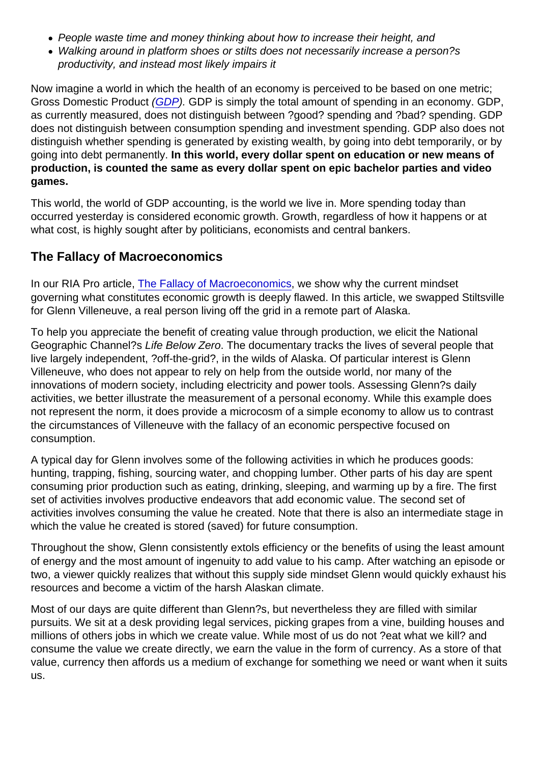- *People waste time and money thinking about how to increase their height, and*
- *Walking around in platform shoes or stilts does not necessarily increase a person?s productivity, and instead most likely impairs it*

Now imagine a world in which the health of an economy is perceived to be based on one metric; Gross Domestic Product *([GDP](GDP))*. GDP is simply the total amount of spending in an economy. GDP, as currently measured, does not distinguish between ?good? spending and ?bad? spending. GDP does not distinguish between consumption spending and investment spending. GDP also does not distinguish whether spending is generated by existing wealth, by going into debt temporarily, or by going into debt permanently. **In this world, every dollar spent on education or new means of production, is counted the same as every dollar spent on epic bachelor parties and video games.**

This world, the world of GDP accounting, is the world we live in. More spending today than occurred yesterday is considered economic growth. Growth, regardless of how it happens or at what cost, is highly sought after by politicians, economists and central bankers.

## The Fallacy of Macroeconomics

In our RIA Pro article, [The Fallacy of Macroeconomics](The Fallacy of Macroeconomics), we show why the current mindset governing what constitutes economic growth is deeply flawed. In this article, we swapped Stiltsville for Glenn Villeneuve, a real person living off the grid in a remote part of Alaska.

To help you appreciate the benefit of creating value through production, we elicit the National Geographic Channel?s *Life Below Zero*. The documentary tracks the lives of several people that live largely independent, ?off-the-grid?, in the wilds of Alaska. Of particular interest is Glenn Villeneuve, who does not appear to rely on help from the outside world, nor many of the innovations of modern society, including electricity and power tools. Assessing Glenn?s daily activities, we better illustrate the measurement of a personal economy. While this example does not represent the norm, it does provide a microcosm of a simple economy to allow us to contrast the circumstances of Villeneuve with the fallacy of an economic perspective focused on consumption.

A typical day for Glenn involves some of the following activities in which he produces goods: hunting, trapping, fishing, sourcing water, and chopping lumber. Other parts of his day are spent consuming prior production such as eating, drinking, sleeping, and warming up by a fire. The first set of activities involves productive endeavors that add economic value. The second set of activities involves consuming the value he created. Note that there is also an intermediate stage in which the value he created is stored (saved) for future consumption.

Throughout the show, Glenn consistently extols efficiency or the benefits of using the least amount of energy and the most amount of ingenuity to add value to his camp. After watching an episode or two, a viewer quickly realizes that without this supply side mindset Glenn would quickly exhaust his resources and become a victim of the harsh Alaskan climate.

Most of our days are quite different than Glenn?s, but nevertheless they are filled with similar pursuits. We sit at a desk providing legal services, picking grapes from a vine, building houses and millions of others jobs in which we create value. While most of us do not ?eat what we kill? and consume the value we create directly, we earn the value in the form of currency. As a store of that value, currency then affords us a medium of exchange for something we need or want when it suits us.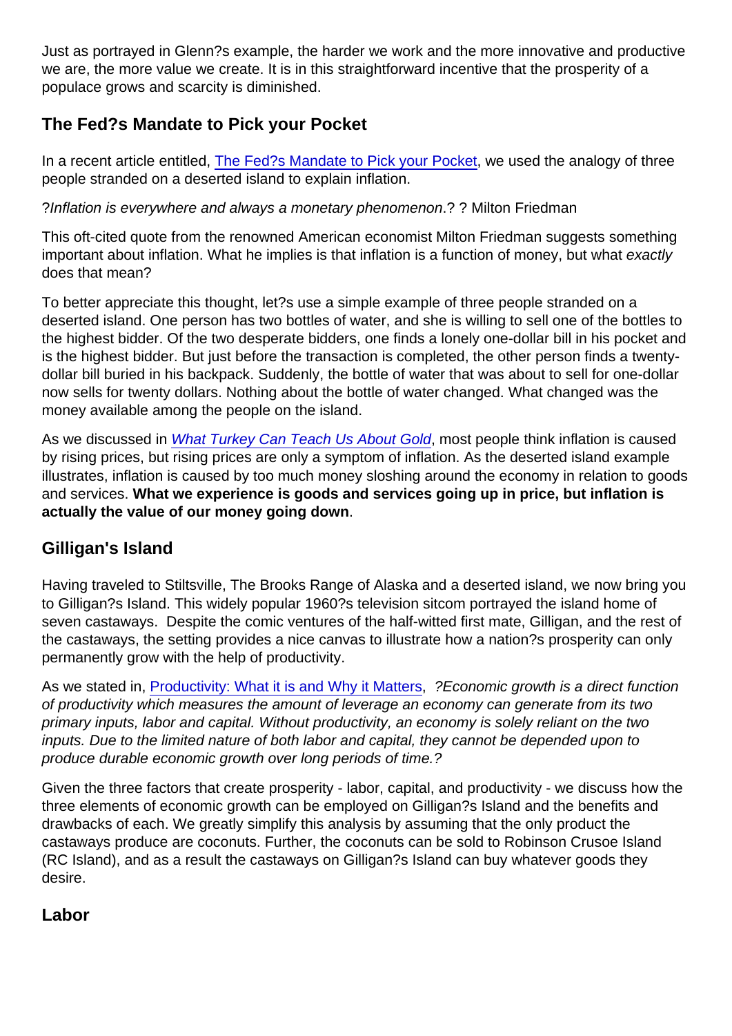Just as portrayed in Glenn?s example, the harder we work and the more innovative and productive we are, the more value we create. It is in this straightforward incentive that the prosperity of a populace grows and scarcity is diminished.

## The Fed?s Mandate to Pick your Pocket

In a recent article entitled, [The Fed?s Mandate to Pick your Pocket], we used the analogy of three people stranded on a deserted island to explain inflation.

?*Inflation is everywhere and always a monetary phenomenon*.? ? Milton Friedman

This oft-cited quote from the renowned American economist Milton Friedman suggests something important about inflation. What he implies is that inflation is a function of money, but what *exactly* does that mean?

To better appreciate this thought, let?s use a simple example of three people stranded on a deserted island. One person has two bottles of water, and she is willing to sell one of the bottles to the highest bidder. Of the two desperate bidders, one finds a lonely one-dollar bill in his pocket and is the highest bidder. But just before the transaction is completed, the other person finds a twenty-dollar bill buried in his backpack. Suddenly, the bottle of water that was about to sell for one-dollar now sells for twenty dollars. Nothing about the bottle of water changed. What changed was the money available among the people on the island.

As we discussed in *[What Turkey Can Teach Us About Gold]*, most people think inflation is caused by rising prices, but rising prices are only a symptom of inflation. As the deserted island example illustrates, inflation is caused by too much money sloshing around the economy in relation to goods and services. **What we experience is goods and services going up in price, but inflation is actually the value of our money going down**.

## Gilligan's Island

Having traveled to Stiltsville, The Brooks Range of Alaska and a deserted island, we now bring you to Gilligan?s Island. This widely popular 1960?s television sitcom portrayed the island home of seven castaways. Despite the comic ventures of the half-witted first mate, Gilligan, and the rest of the castaways, the setting provides a nice canvas to illustrate how a nation?s prosperity can only permanently grow with the help of productivity.

As we stated in, [Productivity: What it is and Why it Matters], *?Economic growth is a direct function of productivity which measures the amount of leverage an economy can generate from its two primary inputs, labor and capital. Without productivity, an economy is solely reliant on the two inputs. Due to the limited nature of both labor and capital, they cannot be depended upon to produce durable economic growth over long periods of time.?*

Given the three factors that create prosperity - labor, capital, and productivity - we discuss how the three elements of economic growth can be employed on Gilligan?s Island and the benefits and drawbacks of each. We greatly simplify this analysis by assuming that the only product the castaways produce are coconuts. Further, the coconuts can be sold to Robinson Crusoe Island (RC Island), and as a result the castaways on Gilligan?s Island can buy whatever goods they desire.

## Labor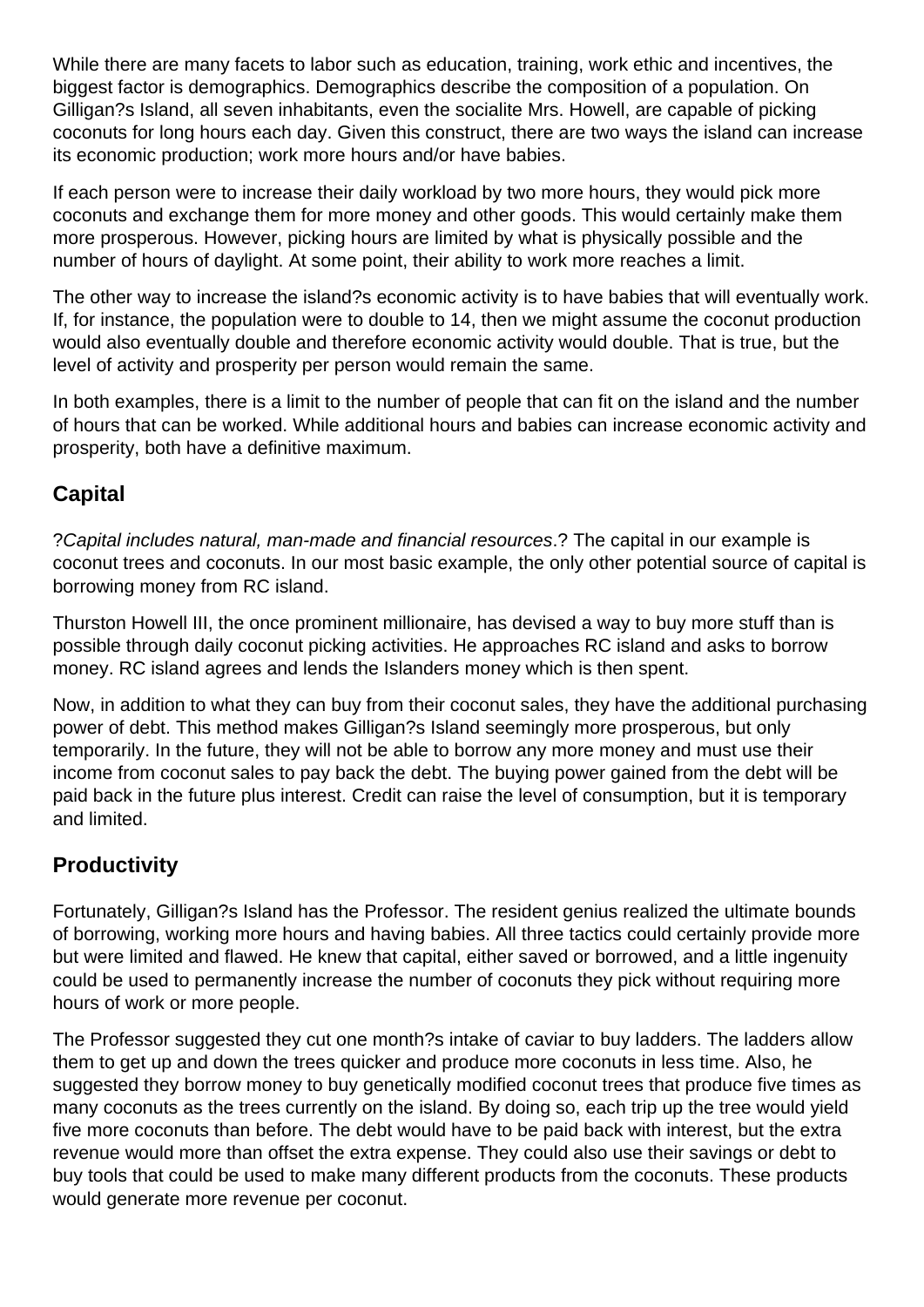While there are many facets to labor such as education, training, work ethic and incentives, the biggest factor is demographics. Demographics describe the composition of a population. On Gilligan?s Island, all seven inhabitants, even the socialite Mrs. Howell, are capable of picking coconuts for long hours each day. Given this construct, there are two ways the island can increase its economic production; work more hours and/or have babies.

If each person were to increase their daily workload by two more hours, they would pick more coconuts and exchange them for more money and other goods. This would certainly make them more prosperous. However, picking hours are limited by what is physically possible and the number of hours of daylight. At some point, their ability to work more reaches a limit.

The other way to increase the island?s economic activity is to have babies that will eventually work. If, for instance, the population were to double to 14, then we might assume the coconut production would also eventually double and therefore economic activity would double. That is true, but the level of activity and prosperity per person would remain the same.

In both examples, there is a limit to the number of people that can fit on the island and the number of hours that can be worked. While additional hours and babies can increase economic activity and prosperity, both have a definitive maximum.

## Capital

?*Capital includes natural, man-made and financial resources*.? The capital in our example is coconut trees and coconuts. In our most basic example, the only other potential source of capital is borrowing money from RC island.

Thurston Howell III, the once prominent millionaire, has devised a way to buy more stuff than is possible through daily coconut picking activities. He approaches RC island and asks to borrow money. RC island agrees and lends the Islanders money which is then spent.

Now, in addition to what they can buy from their coconut sales, they have the additional purchasing power of debt. This method makes Gilligan?s Island seemingly more prosperous, but only temporarily. In the future, they will not be able to borrow any more money and must use their income from coconut sales to pay back the debt. The buying power gained from the debt will be paid back in the future plus interest. Credit can raise the level of consumption, but it is temporary and limited.

## Productivity

Fortunately, Gilligan?s Island has the Professor. The resident genius realized the ultimate bounds of borrowing, working more hours and having babies. All three tactics could certainly provide more but were limited and flawed. He knew that capital, either saved or borrowed, and a little ingenuity could be used to permanently increase the number of coconuts they pick without requiring more hours of work or more people.

The Professor suggested they cut one month?s intake of caviar to buy ladders. The ladders allow them to get up and down the trees quicker and produce more coconuts in less time. Also, he suggested they borrow money to buy genetically modified coconut trees that produce five times as many coconuts as the trees currently on the island. By doing so, each trip up the tree would yield five more coconuts than before. The debt would have to be paid back with interest, but the extra revenue would more than offset the extra expense. They could also use their savings or debt to buy tools that could be used to make many different products from the coconuts. These products would generate more revenue per coconut.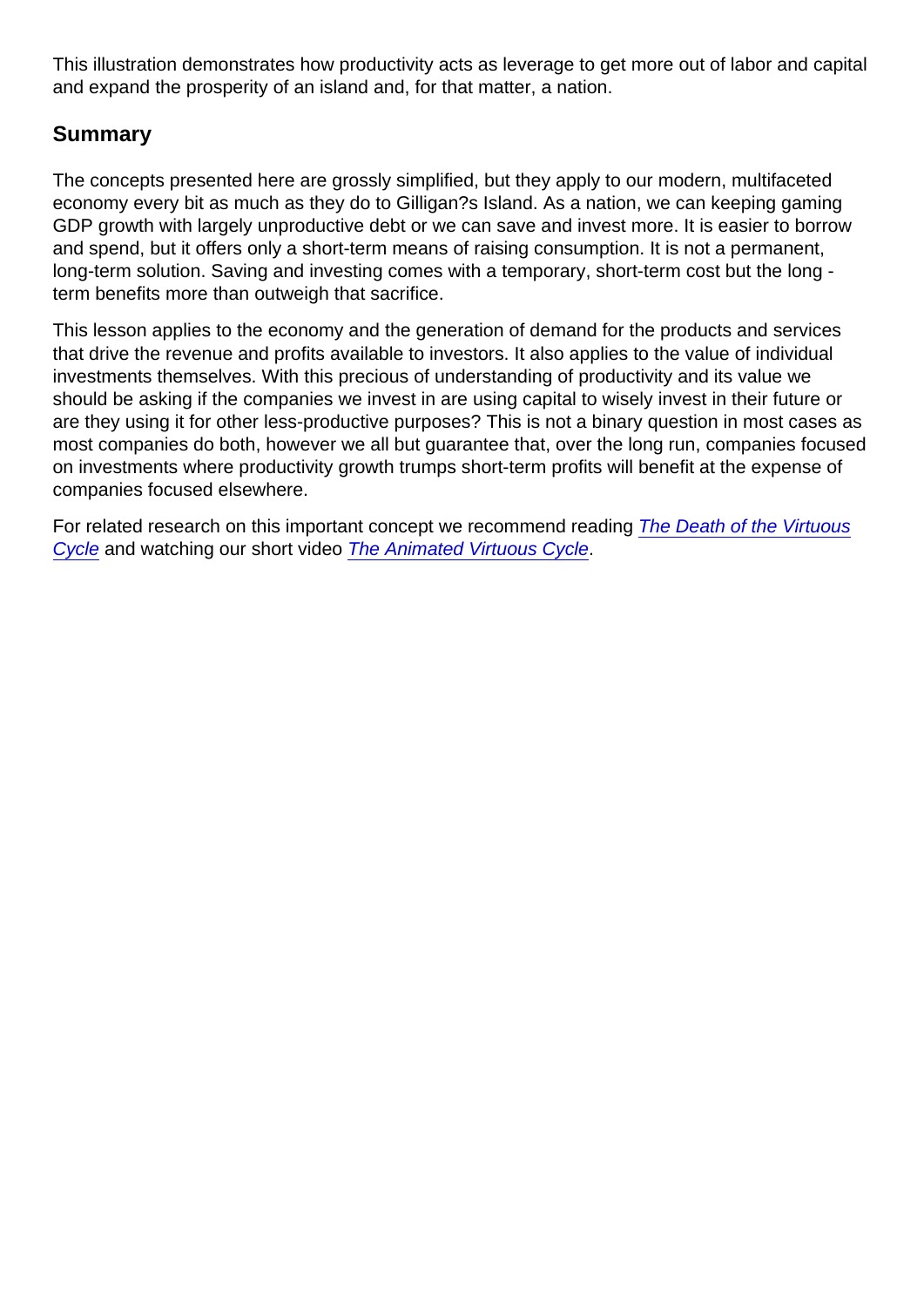This illustration demonstrates how productivity acts as leverage to get more out of labor and capital and expand the prosperity of an island and, for that matter, a nation.

## Summary

The concepts presented here are grossly simplified, but they apply to our modern, multifaceted economy every bit as much as they do to Gilligan?s Island. As a nation, we can keeping gaming GDP growth with largely unproductive debt or we can save and invest more. It is easier to borrow and spend, but it offers only a short-term means of raising consumption. It is not a permanent, long-term solution. Saving and investing comes with a temporary, short-term cost but the long - term benefits more than outweigh that sacrifice.

This lesson applies to the economy and the generation of demand for the products and services that drive the revenue and profits available to investors. It also applies to the value of individual investments themselves. With this precious of understanding of productivity and its value we should be asking if the companies we invest in are using capital to wisely invest in their future or are they using it for other less-productive purposes? This is not a binary question in most cases as most companies do both, however we all but guarantee that, over the long run, companies focused on investments where productivity growth trumps short-term profits will benefit at the expense of companies focused elsewhere.

For related research on this important concept we recommend reading *The Death of the Virtuous Cycle* and watching our short video *The Animated Virtuous Cycle*.